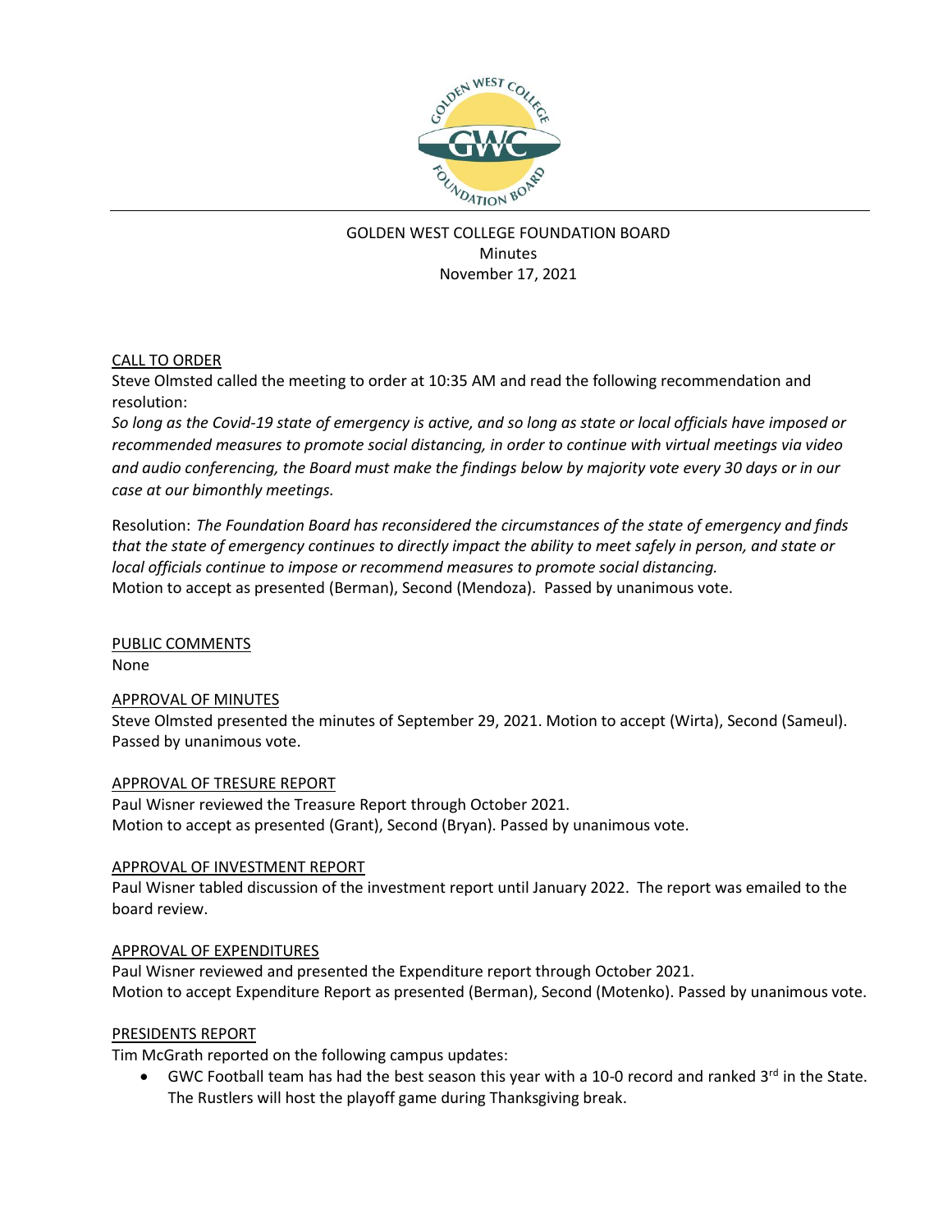GOLDEN WEST COLLEGE FOUNDATION BOARD
Minutes
November 17, 2021

## CALL TO ORDER

Steve Olmsted called the meeting to order at 10:35 AM and read the following recommendation and resolution:

*So long as the Covid-19 state of emergency is active, and so long as state or local officials have imposed or recommended measures to promote social distancing, in order to continue with virtual meetings via video and audio conferencing, the Board must make the findings below by majority vote every 30 days or in our case at our bimonthly meetings.*

Resolution: *The Foundation Board has reconsidered the circumstances of the state of emergency and finds that the state of emergency continues to directly impact the ability to meet safely in person, and state or local officials continue to impose or recommend measures to promote social distancing.*
Motion to accept as presented (Berman), Second (Mendoza). Passed by unanimous vote.

## PUBLIC COMMENTS

None

## APPROVAL OF MINUTES

Steve Olmsted presented the minutes of September 29, 2021. Motion to accept (Wirta), Second (Sameul). Passed by unanimous vote.

## APPROVAL OF TRESURE REPORT

Paul Wisner reviewed the Treasure Report through October 2021.
Motion to accept as presented (Grant), Second (Bryan). Passed by unanimous vote.

## APPROVAL OF INVESTMENT REPORT

Paul Wisner tabled discussion of the investment report until January 2022. The report was emailed to the board review.

## APPROVAL OF EXPENDITURES

Paul Wisner reviewed and presented the Expenditure report through October 2021.
Motion to accept Expenditure Report as presented (Berman), Second (Motenko). Passed by unanimous vote.

## PRESIDENTS REPORT

Tim McGrath reported on the following campus updates:

- GWC Football team has had the best season this year with a 10-0 record and ranked 3rd in the State. The Rustlers will host the playoff game during Thanksgiving break.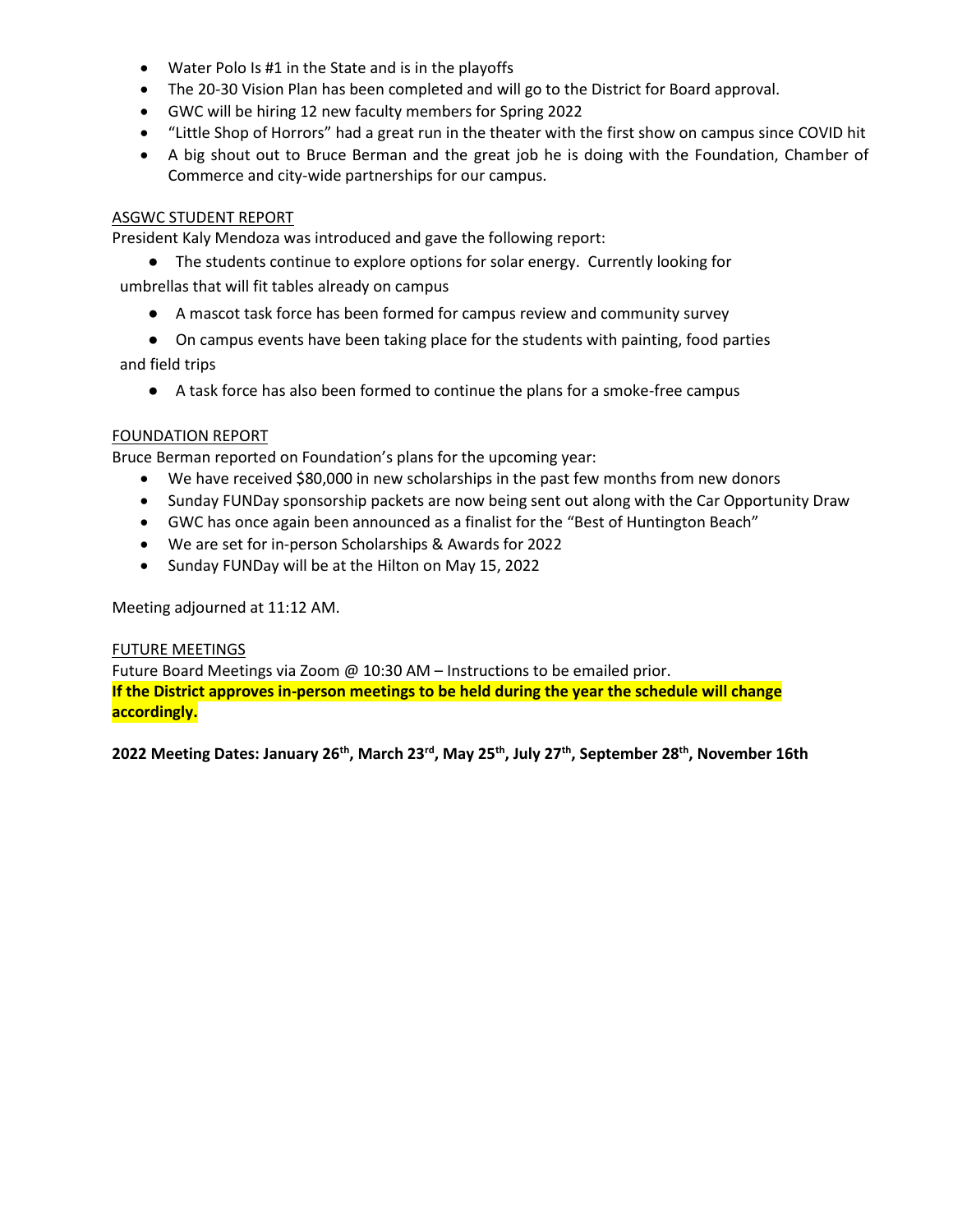- Water Polo Is #1 in the State and is in the playoffs
- The 20-30 Vision Plan has been completed and will go to the District for Board approval.
- GWC will be hiring 12 new faculty members for Spring 2022
- "Little Shop of Horrors" had a great run in the theater with the first show on campus since COVID hit
- A big shout out to Bruce Berman and the great job he is doing with the Foundation, Chamber of Commerce and city-wide partnerships for our campus.

ASGWC STUDENT REPORT

President Kaly Mendoza was introduced and gave the following report:

- The students continue to explore options for solar energy. Currently looking for umbrellas that will fit tables already on campus
- A mascot task force has been formed for campus review and community survey
- On campus events have been taking place for the students with painting, food parties and field trips
- A task force has also been formed to continue the plans for a smoke-free campus

FOUNDATION REPORT

Bruce Berman reported on Foundation's plans for the upcoming year:

- We have received $80,000 in new scholarships in the past few months from new donors
- Sunday FUNDay sponsorship packets are now being sent out along with the Car Opportunity Draw
- GWC has once again been announced as a finalist for the "Best of Huntington Beach"
- We are set for in-person Scholarships & Awards for 2022
- Sunday FUNDay will be at the Hilton on May 15, 2022

Meeting adjourned at 11:12 AM.

FUTURE MEETINGS

Future Board Meetings via Zoom @ 10:30 AM – Instructions to be emailed prior.

**If the District approves in-person meetings to be held during the year the schedule will change accordingly.**

**2022 Meeting Dates: January 26th, March 23rd, May 25th, July 27th, September 28th, November 16th**